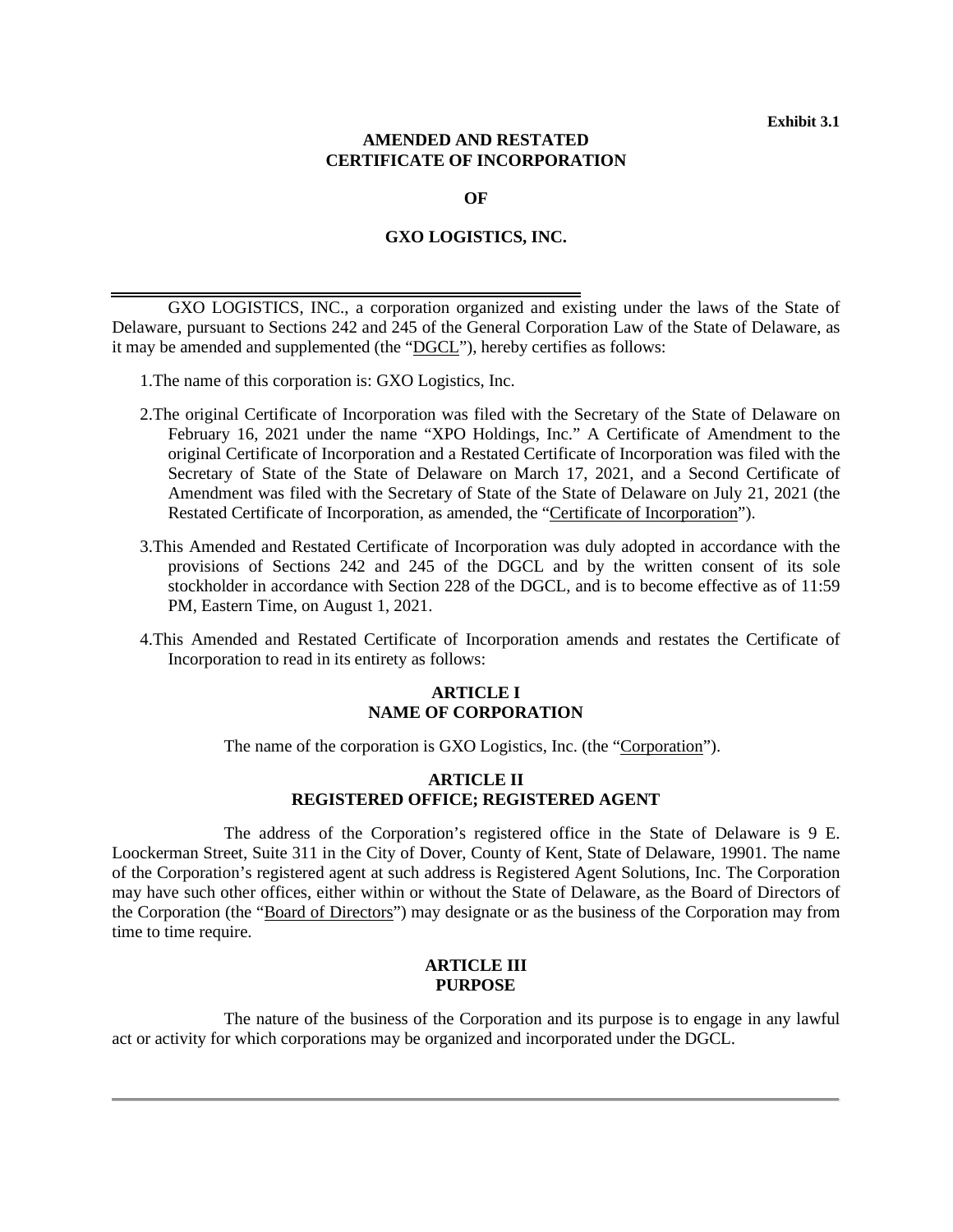**Exhibit 3.1**

# AMENDED AND RESTATED CERTIFICATE OF INCORPORATION

# OF

# GXO LOGISTICS, INC.

---

GXO LOGISTICS, INC., a corporation organized and existing under the laws of the State of Delaware, pursuant to Sections 242 and 245 of the General Corporation Law of the State of Delaware, as it may be amended and supplemented (the "DGCL"), hereby certifies as follows:

1. The name of this corporation is: GXO Logistics, Inc.

2. The original Certificate of Incorporation was filed with the Secretary of the State of Delaware on February 16, 2021 under the name "XPO Holdings, Inc." A Certificate of Amendment to the original Certificate of Incorporation and a Restated Certificate of Incorporation was filed with the Secretary of State of the State of Delaware on March 17, 2021, and a Second Certificate of Amendment was filed with the Secretary of State of the State of Delaware on July 21, 2021 (the Restated Certificate of Incorporation, as amended, the "Certificate of Incorporation").

3. This Amended and Restated Certificate of Incorporation was duly adopted in accordance with the provisions of Sections 242 and 245 of the DGCL and by the written consent of its sole stockholder in accordance with Section 228 of the DGCL, and is to become effective as of 11:59 PM, Eastern Time, on August 1, 2021.

4. This Amended and Restated Certificate of Incorporation amends and restates the Certificate of Incorporation to read in its entirety as follows:

## ARTICLE I
## NAME OF CORPORATION

The name of the corporation is GXO Logistics, Inc. (the "Corporation").

## ARTICLE II
## REGISTERED OFFICE; REGISTERED AGENT

The address of the Corporation's registered office in the State of Delaware is 9 E. Loockerman Street, Suite 311 in the City of Dover, County of Kent, State of Delaware, 19901. The name of the Corporation's registered agent at such address is Registered Agent Solutions, Inc. The Corporation may have such other offices, either within or without the State of Delaware, as the Board of Directors of the Corporation (the "Board of Directors") may designate or as the business of the Corporation may from time to time require.

## ARTICLE III
## PURPOSE

The nature of the business of the Corporation and its purpose is to engage in any lawful act or activity for which corporations may be organized and incorporated under the DGCL.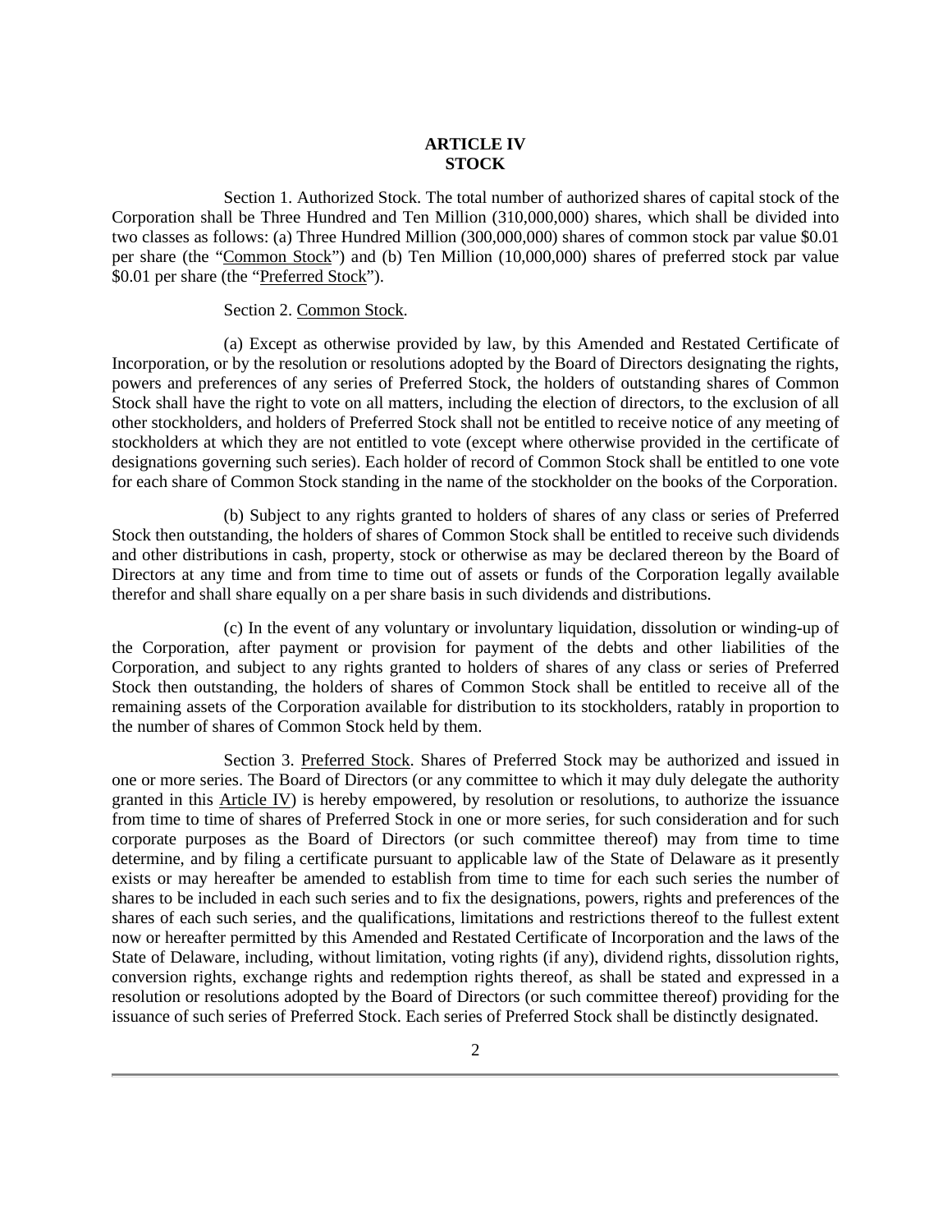# ARTICLE IV
# STOCK

Section 1. Authorized Stock. The total number of authorized shares of capital stock of the Corporation shall be Three Hundred and Ten Million (310,000,000) shares, which shall be divided into two classes as follows: (a) Three Hundred Million (300,000,000) shares of common stock par value $0.01 per share (the "Common Stock") and (b) Ten Million (10,000,000) shares of preferred stock par value $0.01 per share (the "Preferred Stock").

Section 2. Common Stock.

(a) Except as otherwise provided by law, by this Amended and Restated Certificate of Incorporation, or by the resolution or resolutions adopted by the Board of Directors designating the rights, powers and preferences of any series of Preferred Stock, the holders of outstanding shares of Common Stock shall have the right to vote on all matters, including the election of directors, to the exclusion of all other stockholders, and holders of Preferred Stock shall not be entitled to receive notice of any meeting of stockholders at which they are not entitled to vote (except where otherwise provided in the certificate of designations governing such series). Each holder of record of Common Stock shall be entitled to one vote for each share of Common Stock standing in the name of the stockholder on the books of the Corporation.

(b) Subject to any rights granted to holders of shares of any class or series of Preferred Stock then outstanding, the holders of shares of Common Stock shall be entitled to receive such dividends and other distributions in cash, property, stock or otherwise as may be declared thereon by the Board of Directors at any time and from time to time out of assets or funds of the Corporation legally available therefor and shall share equally on a per share basis in such dividends and distributions.

(c) In the event of any voluntary or involuntary liquidation, dissolution or winding-up of the Corporation, after payment or provision for payment of the debts and other liabilities of the Corporation, and subject to any rights granted to holders of shares of any class or series of Preferred Stock then outstanding, the holders of shares of Common Stock shall be entitled to receive all of the remaining assets of the Corporation available for distribution to its stockholders, ratably in proportion to the number of shares of Common Stock held by them.

Section 3. Preferred Stock. Shares of Preferred Stock may be authorized and issued in one or more series. The Board of Directors (or any committee to which it may duly delegate the authority granted in this Article IV) is hereby empowered, by resolution or resolutions, to authorize the issuance from time to time of shares of Preferred Stock in one or more series, for such consideration and for such corporate purposes as the Board of Directors (or such committee thereof) may from time to time determine, and by filing a certificate pursuant to applicable law of the State of Delaware as it presently exists or may hereafter be amended to establish from time to time for each such series the number of shares to be included in each such series and to fix the designations, powers, rights and preferences of the shares of each such series, and the qualifications, limitations and restrictions thereof to the fullest extent now or hereafter permitted by this Amended and Restated Certificate of Incorporation and the laws of the State of Delaware, including, without limitation, voting rights (if any), dividend rights, dissolution rights, conversion rights, exchange rights and redemption rights thereof, as shall be stated and expressed in a resolution or resolutions adopted by the Board of Directors (or such committee thereof) providing for the issuance of such series of Preferred Stock. Each series of Preferred Stock shall be distinctly designated.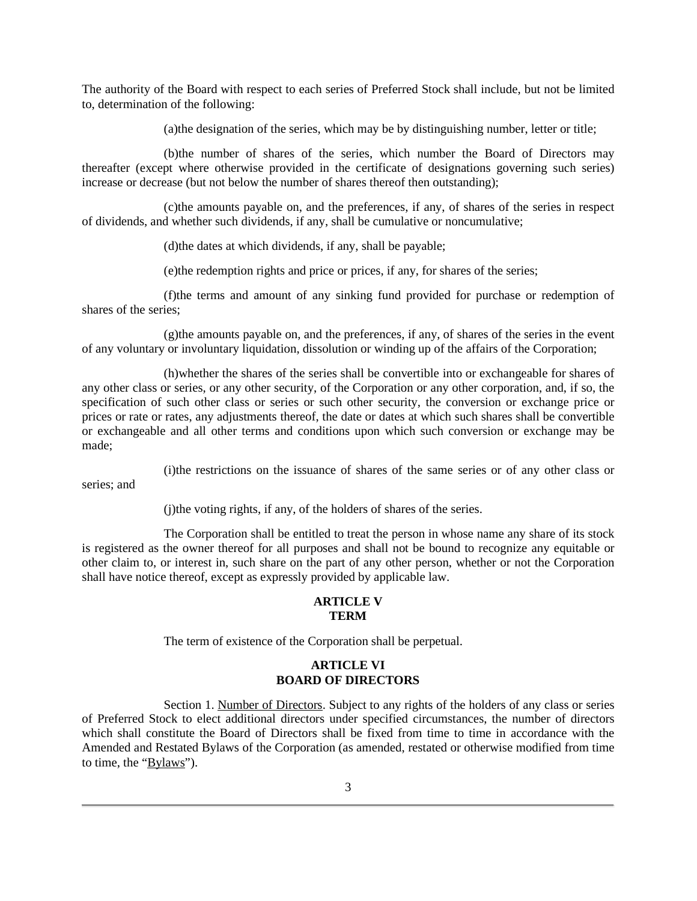The authority of the Board with respect to each series of Preferred Stock shall include, but not be limited to, determination of the following:

(a)the designation of the series, which may be by distinguishing number, letter or title;

(b)the number of shares of the series, which number the Board of Directors may thereafter (except where otherwise provided in the certificate of designations governing such series) increase or decrease (but not below the number of shares thereof then outstanding);

(c)the amounts payable on, and the preferences, if any, of shares of the series in respect of dividends, and whether such dividends, if any, shall be cumulative or noncumulative;

(d)the dates at which dividends, if any, shall be payable;

(e)the redemption rights and price or prices, if any, for shares of the series;

(f)the terms and amount of any sinking fund provided for purchase or redemption of shares of the series;

(g)the amounts payable on, and the preferences, if any, of shares of the series in the event of any voluntary or involuntary liquidation, dissolution or winding up of the affairs of the Corporation;

(h)whether the shares of the series shall be convertible into or exchangeable for shares of any other class or series, or any other security, of the Corporation or any other corporation, and, if so, the specification of such other class or series or such other security, the conversion or exchange price or prices or rate or rates, any adjustments thereof, the date or dates at which such shares shall be convertible or exchangeable and all other terms and conditions upon which such conversion or exchange may be made;

(i)the restrictions on the issuance of shares of the same series or of any other class or series; and

(j)the voting rights, if any, of the holders of shares of the series.

The Corporation shall be entitled to treat the person in whose name any share of its stock is registered as the owner thereof for all purposes and shall not be bound to recognize any equitable or other claim to, or interest in, such share on the part of any other person, whether or not the Corporation shall have notice thereof, except as expressly provided by applicable law.

## ARTICLE V
## TERM

The term of existence of the Corporation shall be perpetual.

## ARTICLE VI
## BOARD OF DIRECTORS

Section 1. Number of Directors. Subject to any rights of the holders of any class or series of Preferred Stock to elect additional directors under specified circumstances, the number of directors which shall constitute the Board of Directors shall be fixed from time to time in accordance with the Amended and Restated Bylaws of the Corporation (as amended, restated or otherwise modified from time to time, the "Bylaws").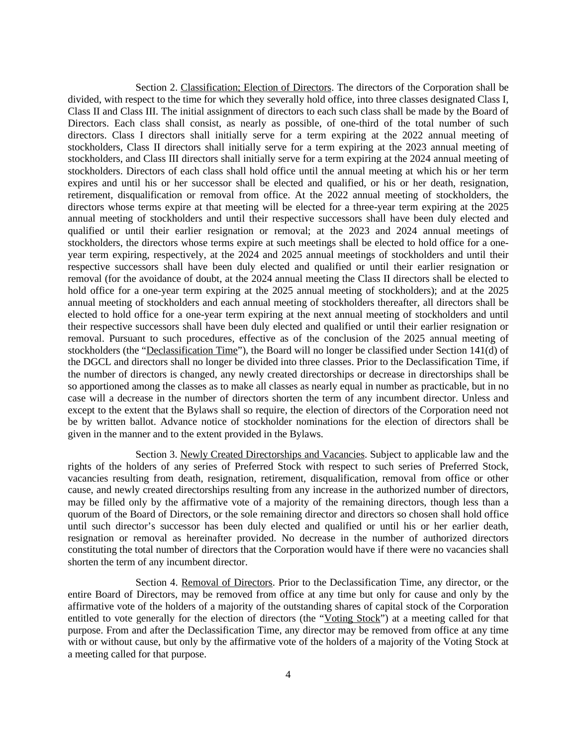Section 2. Classification; Election of Directors. The directors of the Corporation shall be divided, with respect to the time for which they severally hold office, into three classes designated Class I, Class II and Class III. The initial assignment of directors to each such class shall be made by the Board of Directors. Each class shall consist, as nearly as possible, of one-third of the total number of such directors. Class I directors shall initially serve for a term expiring at the 2022 annual meeting of stockholders, Class II directors shall initially serve for a term expiring at the 2023 annual meeting of stockholders, and Class III directors shall initially serve for a term expiring at the 2024 annual meeting of stockholders. Directors of each class shall hold office until the annual meeting at which his or her term expires and until his or her successor shall be elected and qualified, or his or her death, resignation, retirement, disqualification or removal from office. At the 2022 annual meeting of stockholders, the directors whose terms expire at that meeting will be elected for a three-year term expiring at the 2025 annual meeting of stockholders and until their respective successors shall have been duly elected and qualified or until their earlier resignation or removal; at the 2023 and 2024 annual meetings of stockholders, the directors whose terms expire at such meetings shall be elected to hold office for a one-year term expiring, respectively, at the 2024 and 2025 annual meetings of stockholders and until their respective successors shall have been duly elected and qualified or until their earlier resignation or removal (for the avoidance of doubt, at the 2024 annual meeting the Class II directors shall be elected to hold office for a one-year term expiring at the 2025 annual meeting of stockholders); and at the 2025 annual meeting of stockholders and each annual meeting of stockholders thereafter, all directors shall be elected to hold office for a one-year term expiring at the next annual meeting of stockholders and until their respective successors shall have been duly elected and qualified or until their earlier resignation or removal. Pursuant to such procedures, effective as of the conclusion of the 2025 annual meeting of stockholders (the "Declassification Time"), the Board will no longer be classified under Section 141(d) of the DGCL and directors shall no longer be divided into three classes. Prior to the Declassification Time, if the number of directors is changed, any newly created directorships or decrease in directorships shall be so apportioned among the classes as to make all classes as nearly equal in number as practicable, but in no case will a decrease in the number of directors shorten the term of any incumbent director. Unless and except to the extent that the Bylaws shall so require, the election of directors of the Corporation need not be by written ballot. Advance notice of stockholder nominations for the election of directors shall be given in the manner and to the extent provided in the Bylaws.

Section 3. Newly Created Directorships and Vacancies. Subject to applicable law and the rights of the holders of any series of Preferred Stock with respect to such series of Preferred Stock, vacancies resulting from death, resignation, retirement, disqualification, removal from office or other cause, and newly created directorships resulting from any increase in the authorized number of directors, may be filled only by the affirmative vote of a majority of the remaining directors, though less than a quorum of the Board of Directors, or the sole remaining director and directors so chosen shall hold office until such director's successor has been duly elected and qualified or until his or her earlier death, resignation or removal as hereinafter provided. No decrease in the number of authorized directors constituting the total number of directors that the Corporation would have if there were no vacancies shall shorten the term of any incumbent director.

Section 4. Removal of Directors. Prior to the Declassification Time, any director, or the entire Board of Directors, may be removed from office at any time but only for cause and only by the affirmative vote of the holders of a majority of the outstanding shares of capital stock of the Corporation entitled to vote generally for the election of directors (the "Voting Stock") at a meeting called for that purpose. From and after the Declassification Time, any director may be removed from office at any time with or without cause, but only by the affirmative vote of the holders of a majority of the Voting Stock at a meeting called for that purpose.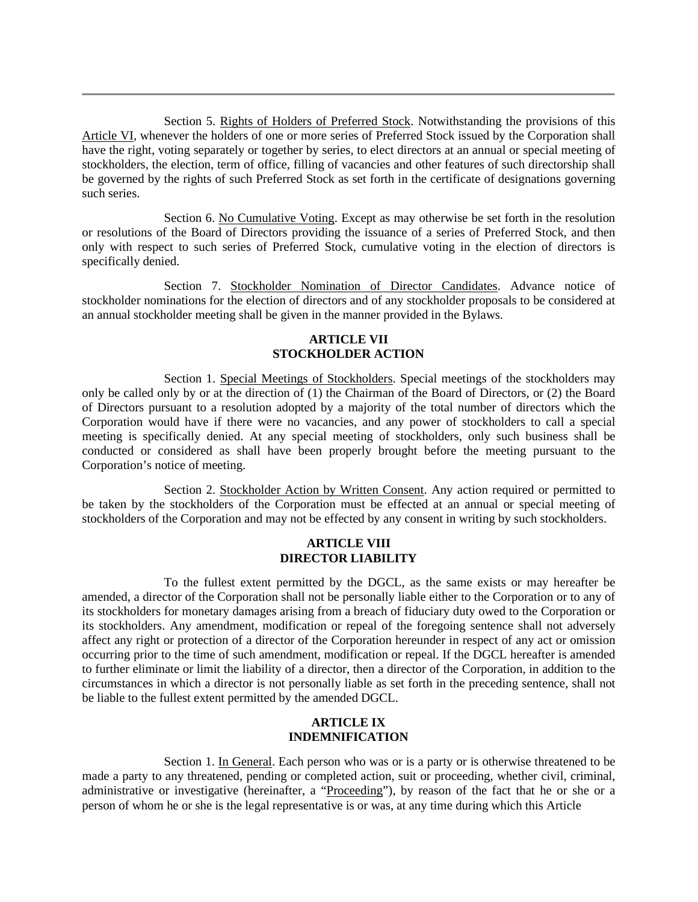Section 5. Rights of Holders of Preferred Stock. Notwithstanding the provisions of this Article VI, whenever the holders of one or more series of Preferred Stock issued by the Corporation shall have the right, voting separately or together by series, to elect directors at an annual or special meeting of stockholders, the election, term of office, filling of vacancies and other features of such directorship shall be governed by the rights of such Preferred Stock as set forth in the certificate of designations governing such series.

Section 6. No Cumulative Voting. Except as may otherwise be set forth in the resolution or resolutions of the Board of Directors providing the issuance of a series of Preferred Stock, and then only with respect to such series of Preferred Stock, cumulative voting in the election of directors is specifically denied.

Section 7. Stockholder Nomination of Director Candidates. Advance notice of stockholder nominations for the election of directors and of any stockholder proposals to be considered at an annual stockholder meeting shall be given in the manner provided in the Bylaws.

## ARTICLE VII
## STOCKHOLDER ACTION

Section 1. Special Meetings of Stockholders. Special meetings of the stockholders may only be called only by or at the direction of (1) the Chairman of the Board of Directors, or (2) the Board of Directors pursuant to a resolution adopted by a majority of the total number of directors which the Corporation would have if there were no vacancies, and any power of stockholders to call a special meeting is specifically denied. At any special meeting of stockholders, only such business shall be conducted or considered as shall have been properly brought before the meeting pursuant to the Corporation's notice of meeting.

Section 2. Stockholder Action by Written Consent. Any action required or permitted to be taken by the stockholders of the Corporation must be effected at an annual or special meeting of stockholders of the Corporation and may not be effected by any consent in writing by such stockholders.

## ARTICLE VIII
## DIRECTOR LIABILITY

To the fullest extent permitted by the DGCL, as the same exists or may hereafter be amended, a director of the Corporation shall not be personally liable either to the Corporation or to any of its stockholders for monetary damages arising from a breach of fiduciary duty owed to the Corporation or its stockholders. Any amendment, modification or repeal of the foregoing sentence shall not adversely affect any right or protection of a director of the Corporation hereunder in respect of any act or omission occurring prior to the time of such amendment, modification or repeal. If the DGCL hereafter is amended to further eliminate or limit the liability of a director, then a director of the Corporation, in addition to the circumstances in which a director is not personally liable as set forth in the preceding sentence, shall not be liable to the fullest extent permitted by the amended DGCL.

## ARTICLE IX
## INDEMNIFICATION

Section 1. In General. Each person who was or is a party or is otherwise threatened to be made a party to any threatened, pending or completed action, suit or proceeding, whether civil, criminal, administrative or investigative (hereinafter, a "Proceeding"), by reason of the fact that he or she or a person of whom he or she is the legal representative is or was, at any time during which this Article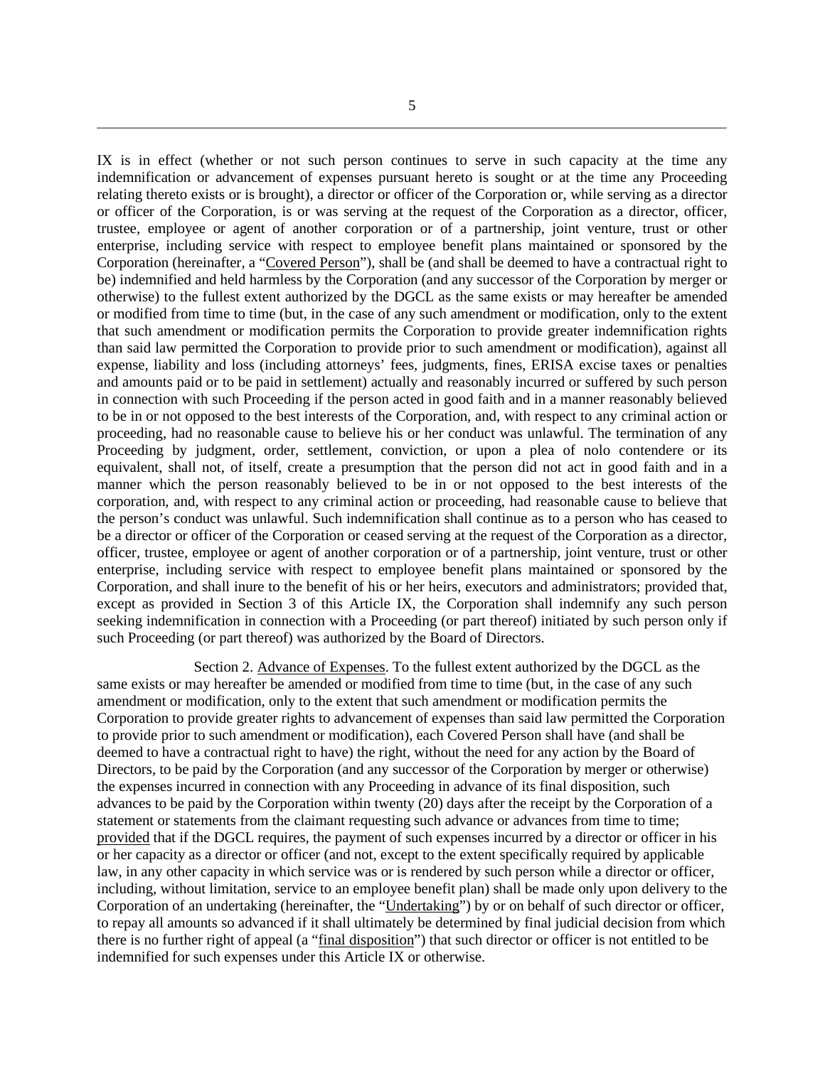IX is in effect (whether or not such person continues to serve in such capacity at the time any indemnification or advancement of expenses pursuant hereto is sought or at the time any Proceeding relating thereto exists or is brought), a director or officer of the Corporation or, while serving as a director or officer of the Corporation, is or was serving at the request of the Corporation as a director, officer, trustee, employee or agent of another corporation or of a partnership, joint venture, trust or other enterprise, including service with respect to employee benefit plans maintained or sponsored by the Corporation (hereinafter, a "Covered Person"), shall be (and shall be deemed to have a contractual right to be) indemnified and held harmless by the Corporation (and any successor of the Corporation by merger or otherwise) to the fullest extent authorized by the DGCL as the same exists or may hereafter be amended or modified from time to time (but, in the case of any such amendment or modification, only to the extent that such amendment or modification permits the Corporation to provide greater indemnification rights than said law permitted the Corporation to provide prior to such amendment or modification), against all expense, liability and loss (including attorneys' fees, judgments, fines, ERISA excise taxes or penalties and amounts paid or to be paid in settlement) actually and reasonably incurred or suffered by such person in connection with such Proceeding if the person acted in good faith and in a manner reasonably believed to be in or not opposed to the best interests of the Corporation, and, with respect to any criminal action or proceeding, had no reasonable cause to believe his or her conduct was unlawful. The termination of any Proceeding by judgment, order, settlement, conviction, or upon a plea of nolo contendere or its equivalent, shall not, of itself, create a presumption that the person did not act in good faith and in a manner which the person reasonably believed to be in or not opposed to the best interests of the corporation, and, with respect to any criminal action or proceeding, had reasonable cause to believe that the person's conduct was unlawful. Such indemnification shall continue as to a person who has ceased to be a director or officer of the Corporation or ceased serving at the request of the Corporation as a director, officer, trustee, employee or agent of another corporation or of a partnership, joint venture, trust or other enterprise, including service with respect to employee benefit plans maintained or sponsored by the Corporation, and shall inure to the benefit of his or her heirs, executors and administrators; provided that, except as provided in Section 3 of this Article IX, the Corporation shall indemnify any such person seeking indemnification in connection with a Proceeding (or part thereof) initiated by such person only if such Proceeding (or part thereof) was authorized by the Board of Directors.

Section 2. Advance of Expenses. To the fullest extent authorized by the DGCL as the same exists or may hereafter be amended or modified from time to time (but, in the case of any such amendment or modification, only to the extent that such amendment or modification permits the Corporation to provide greater rights to advancement of expenses than said law permitted the Corporation to provide prior to such amendment or modification), each Covered Person shall have (and shall be deemed to have a contractual right to have) the right, without the need for any action by the Board of Directors, to be paid by the Corporation (and any successor of the Corporation by merger or otherwise) the expenses incurred in connection with any Proceeding in advance of its final disposition, such advances to be paid by the Corporation within twenty (20) days after the receipt by the Corporation of a statement or statements from the claimant requesting such advance or advances from time to time; provided that if the DGCL requires, the payment of such expenses incurred by a director or officer in his or her capacity as a director or officer (and not, except to the extent specifically required by applicable law, in any other capacity in which service was or is rendered by such person while a director or officer, including, without limitation, service to an employee benefit plan) shall be made only upon delivery to the Corporation of an undertaking (hereinafter, the "Undertaking") by or on behalf of such director or officer, to repay all amounts so advanced if it shall ultimately be determined by final judicial decision from which there is no further right of appeal (a "final disposition") that such director or officer is not entitled to be indemnified for such expenses under this Article IX or otherwise.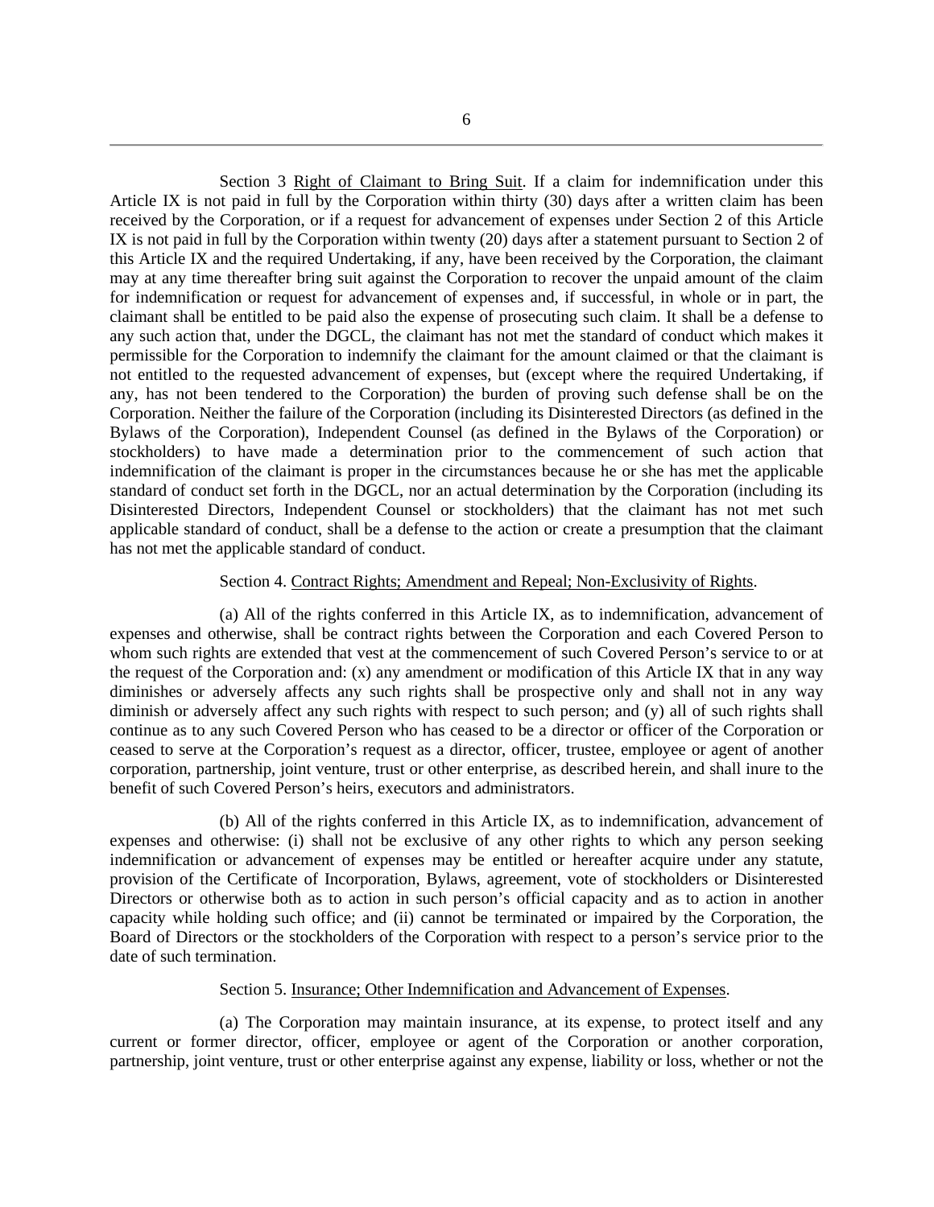Section 3 Right of Claimant to Bring Suit. If a claim for indemnification under this Article IX is not paid in full by the Corporation within thirty (30) days after a written claim has been received by the Corporation, or if a request for advancement of expenses under Section 2 of this Article IX is not paid in full by the Corporation within twenty (20) days after a statement pursuant to Section 2 of this Article IX and the required Undertaking, if any, have been received by the Corporation, the claimant may at any time thereafter bring suit against the Corporation to recover the unpaid amount of the claim for indemnification or request for advancement of expenses and, if successful, in whole or in part, the claimant shall be entitled to be paid also the expense of prosecuting such claim. It shall be a defense to any such action that, under the DGCL, the claimant has not met the standard of conduct which makes it permissible for the Corporation to indemnify the claimant for the amount claimed or that the claimant is not entitled to the requested advancement of expenses, but (except where the required Undertaking, if any, has not been tendered to the Corporation) the burden of proving such defense shall be on the Corporation. Neither the failure of the Corporation (including its Disinterested Directors (as defined in the Bylaws of the Corporation), Independent Counsel (as defined in the Bylaws of the Corporation) or stockholders) to have made a determination prior to the commencement of such action that indemnification of the claimant is proper in the circumstances because he or she has met the applicable standard of conduct set forth in the DGCL, nor an actual determination by the Corporation (including its Disinterested Directors, Independent Counsel or stockholders) that the claimant has not met such applicable standard of conduct, shall be a defense to the action or create a presumption that the claimant has not met the applicable standard of conduct.

Section 4. Contract Rights; Amendment and Repeal; Non-Exclusivity of Rights.

(a) All of the rights conferred in this Article IX, as to indemnification, advancement of expenses and otherwise, shall be contract rights between the Corporation and each Covered Person to whom such rights are extended that vest at the commencement of such Covered Person's service to or at the request of the Corporation and: (x) any amendment or modification of this Article IX that in any way diminishes or adversely affects any such rights shall be prospective only and shall not in any way diminish or adversely affect any such rights with respect to such person; and (y) all of such rights shall continue as to any such Covered Person who has ceased to be a director or officer of the Corporation or ceased to serve at the Corporation's request as a director, officer, trustee, employee or agent of another corporation, partnership, joint venture, trust or other enterprise, as described herein, and shall inure to the benefit of such Covered Person's heirs, executors and administrators.

(b) All of the rights conferred in this Article IX, as to indemnification, advancement of expenses and otherwise: (i) shall not be exclusive of any other rights to which any person seeking indemnification or advancement of expenses may be entitled or hereafter acquire under any statute, provision of the Certificate of Incorporation, Bylaws, agreement, vote of stockholders or Disinterested Directors or otherwise both as to action in such person's official capacity and as to action in another capacity while holding such office; and (ii) cannot be terminated or impaired by the Corporation, the Board of Directors or the stockholders of the Corporation with respect to a person's service prior to the date of such termination.

Section 5. Insurance; Other Indemnification and Advancement of Expenses.

(a) The Corporation may maintain insurance, at its expense, to protect itself and any current or former director, officer, employee or agent of the Corporation or another corporation, partnership, joint venture, trust or other enterprise against any expense, liability or loss, whether or not the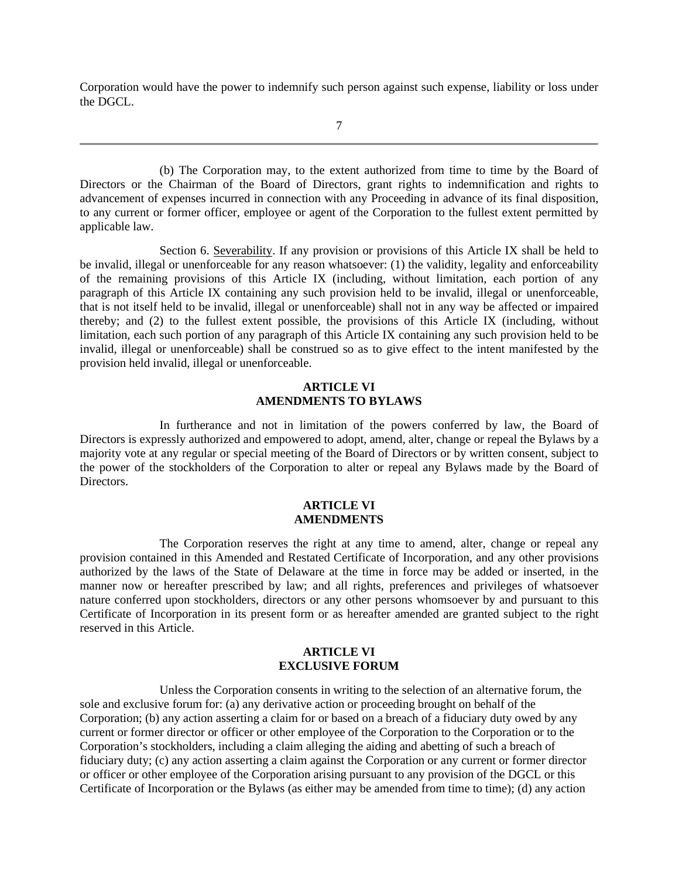Corporation would have the power to indemnify such person against such expense, liability or loss under the DGCL.

(b) The Corporation may, to the extent authorized from time to time by the Board of Directors or the Chairman of the Board of Directors, grant rights to indemnification and rights to advancement of expenses incurred in connection with any Proceeding in advance of its final disposition, to any current or former officer, employee or agent of the Corporation to the fullest extent permitted by applicable law.

Section 6. Severability. If any provision or provisions of this Article IX shall be held to be invalid, illegal or unenforceable for any reason whatsoever: (1) the validity, legality and enforceability of the remaining provisions of this Article IX (including, without limitation, each portion of any paragraph of this Article IX containing any such provision held to be invalid, illegal or unenforceable, that is not itself held to be invalid, illegal or unenforceable) shall not in any way be affected or impaired thereby; and (2) to the fullest extent possible, the provisions of this Article IX (including, without limitation, each such portion of any paragraph of this Article IX containing any such provision held to be invalid, illegal or unenforceable) shall be construed so as to give effect to the intent manifested by the provision held invalid, illegal or unenforceable.

## ARTICLE VI
## AMENDMENTS TO BYLAWS

In furtherance and not in limitation of the powers conferred by law, the Board of Directors is expressly authorized and empowered to adopt, amend, alter, change or repeal the Bylaws by a majority vote at any regular or special meeting of the Board of Directors or by written consent, subject to the power of the stockholders of the Corporation to alter or repeal any Bylaws made by the Board of Directors.

## ARTICLE VI
## AMENDMENTS

The Corporation reserves the right at any time to amend, alter, change or repeal any provision contained in this Amended and Restated Certificate of Incorporation, and any other provisions authorized by the laws of the State of Delaware at the time in force may be added or inserted, in the manner now or hereafter prescribed by law; and all rights, preferences and privileges of whatsoever nature conferred upon stockholders, directors or any other persons whomsoever by and pursuant to this Certificate of Incorporation in its present form or as hereafter amended are granted subject to the right reserved in this Article.

## ARTICLE VI
## EXCLUSIVE FORUM

Unless the Corporation consents in writing to the selection of an alternative forum, the sole and exclusive forum for: (a) any derivative action or proceeding brought on behalf of the Corporation; (b) any action asserting a claim for or based on a breach of a fiduciary duty owed by any current or former director or officer or other employee of the Corporation to the Corporation or to the Corporation's stockholders, including a claim alleging the aiding and abetting of such a breach of fiduciary duty; (c) any action asserting a claim against the Corporation or any current or former director or officer or other employee of the Corporation arising pursuant to any provision of the DGCL or this Certificate of Incorporation or the Bylaws (as either may be amended from time to time); (d) any action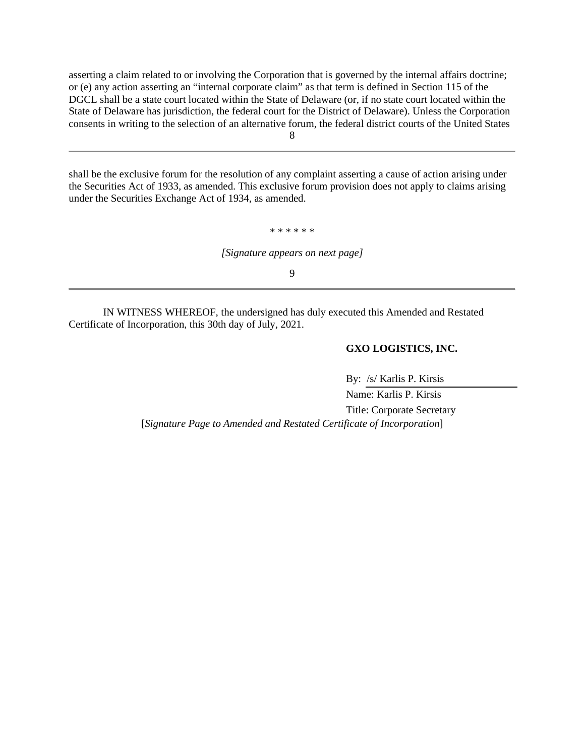asserting a claim related to or involving the Corporation that is governed by the internal affairs doctrine; or (e) any action asserting an "internal corporate claim" as that term is defined in Section 115 of the DGCL shall be a state court located within the State of Delaware (or, if no state court located within the State of Delaware has jurisdiction, the federal court for the District of Delaware). Unless the Corporation consents in writing to the selection of an alternative forum, the federal district courts of the United States shall be the exclusive forum for the resolution of any complaint asserting a cause of action arising under the Securities Act of 1933, as amended. This exclusive forum provision does not apply to claims arising under the Securities Exchange Act of 1934, as amended.

\* \* \* \* \* \*

*[Signature appears on next page]*

---

IN WITNESS WHEREOF, the undersigned has duly executed this Amended and Restated Certificate of Incorporation, this 30th day of July, 2021.

**GXO LOGISTICS, INC.**

By: /s/ Karlis P. Kirsis

Name: Karlis P. Kirsis

Title: Corporate Secretary

[*Signature Page to Amended and Restated Certificate of Incorporation*]